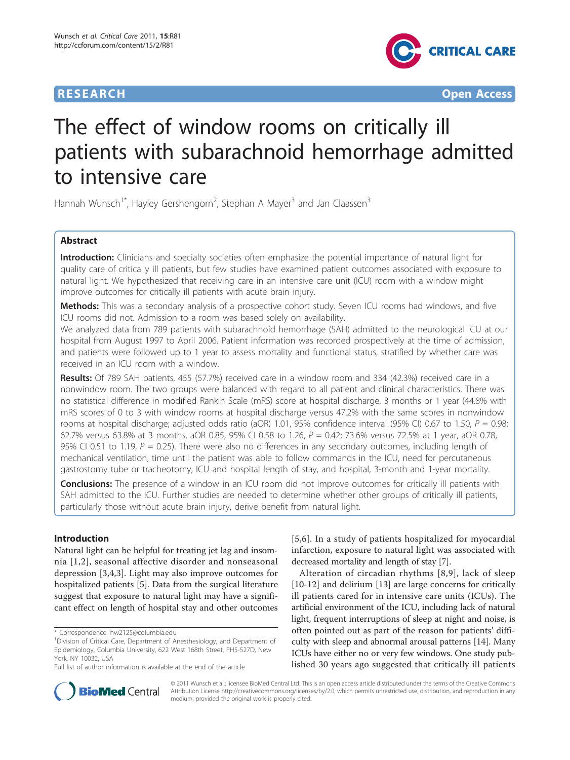**RESEARCH** **Open Access**

# The effect of window rooms on critically ill patients with subarachnoid hemorrhage admitted to intensive care

Hannah Wunsch[1*], Hayley Gershengorn[2], Stephan A Mayer[3] and Jan Claassen[3]

## Abstract

**Introduction:** Clinicians and specialty societies often emphasize the potential importance of natural light for quality care of critically ill patients, but few studies have examined patient outcomes associated with exposure to natural light. We hypothesized that receiving care in an intensive care unit (ICU) room with a window might improve outcomes for critically ill patients with acute brain injury.

**Methods:** This was a secondary analysis of a prospective cohort study. Seven ICU rooms had windows, and five ICU rooms did not. Admission to a room was based solely on availability.

We analyzed data from 789 patients with subarachnoid hemorrhage (SAH) admitted to the neurological ICU at our hospital from August 1997 to April 2006. Patient information was recorded prospectively at the time of admission, and patients were followed up to 1 year to assess mortality and functional status, stratified by whether care was received in an ICU room with a window.

**Results:** Of 789 SAH patients, 455 (57.7%) received care in a window room and 334 (42.3%) received care in a nonwindow room. The two groups were balanced with regard to all patient and clinical characteristics. There was no statistical difference in modified Rankin Scale (mRS) score at hospital discharge, 3 months or 1 year (44.8% with mRS scores of 0 to 3 with window rooms at hospital discharge versus 47.2% with the same scores in nonwindow rooms at hospital discharge; adjusted odds ratio (aOR) 1.01, 95% confidence interval (95% CI) 0.67 to 1.50, $P = 0.98$; 62.7% versus 63.8% at 3 months, aOR 0.85, 95% CI 0.58 to 1.26, $P = 0.42$; 73.6% versus 72.5% at 1 year, aOR 0.78, 95% CI 0.51 to 1.19, $P = 0.25$). There were also no differences in any secondary outcomes, including length of mechanical ventilation, time until the patient was able to follow commands in the ICU, need for percutaneous gastrostomy tube or tracheotomy, ICU and hospital length of stay, and hospital, 3-month and 1-year mortality.

**Conclusions:** The presence of a window in an ICU room did not improve outcomes for critically ill patients with SAH admitted to the ICU. Further studies are needed to determine whether other groups of critically ill patients, particularly those without acute brain injury, derive benefit from natural light.

## Introduction

Natural light can be helpful for treating jet lag and insomnia [1,2], seasonal affective disorder and nonseasonal depression [3,4,3]. Light may also improve outcomes for hospitalized patients [5]. Data from the surgical literature suggest that exposure to natural light may have a significant effect on length of hospital stay and other outcomes [5,6]. In a study of patients hospitalized for myocardial infarction, exposure to natural light was associated with decreased mortality and length of stay [7].

Alteration of circadian rhythms [8,9], lack of sleep [10-12] and delirium [13] are large concerns for critically ill patients cared for in intensive care units (ICUs). The artificial environment of the ICU, including lack of natural light, frequent interruptions of sleep at night and noise, is often pointed out as part of the reason for patients' difficulty with sleep and abnormal arousal patterns [14]. Many ICUs have either no or very few windows. One study published 30 years ago suggested that critically ill patients

\* Correspondence: hw2125@columbia.edu
[1]Division of Critical Care, Department of Anesthesiology, and Department of Epidemiology, Columbia University, 622 West 168th Street, PH5-527D, New York, NY 10032, USA
Full list of author information is available at the end of the article

© 2011 Wunsch et al.; licensee BioMed Central Ltd. This is an open access article distributed under the terms of the Creative Commons Attribution License http://creativecommons.org/licenses/by/2.0, which permits unrestricted use, distribution, and reproduction in any medium, provided the original work is properly cited.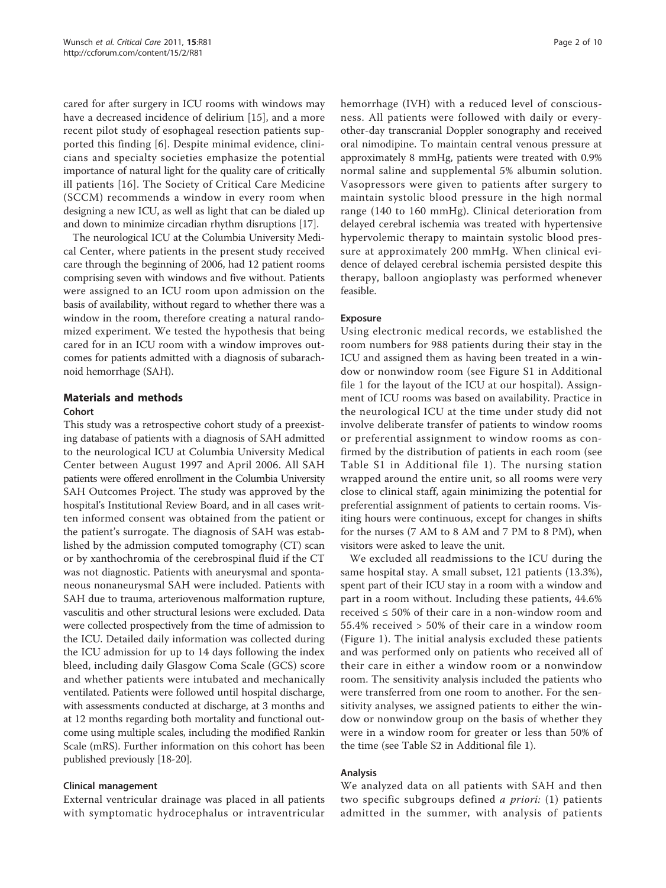cared for after surgery in ICU rooms with windows may have a decreased incidence of delirium [15], and a more recent pilot study of esophageal resection patients supported this finding [6]. Despite minimal evidence, clinicians and specialty societies emphasize the potential importance of natural light for the quality care of critically ill patients [16]. The Society of Critical Care Medicine (SCCM) recommends a window in every room when designing a new ICU, as well as light that can be dialed up and down to minimize circadian rhythm disruptions [17].

The neurological ICU at the Columbia University Medical Center, where patients in the present study received care through the beginning of 2006, had 12 patient rooms comprising seven with windows and five without. Patients were assigned to an ICU room upon admission on the basis of availability, without regard to whether there was a window in the room, therefore creating a natural randomized experiment. We tested the hypothesis that being cared for in an ICU room with a window improves outcomes for patients admitted with a diagnosis of subarachnoid hemorrhage (SAH).

## Materials and methods

### Cohort

This study was a retrospective cohort study of a preexisting database of patients with a diagnosis of SAH admitted to the neurological ICU at Columbia University Medical Center between August 1997 and April 2006. All SAH patients were offered enrollment in the Columbia University SAH Outcomes Project. The study was approved by the hospital's Institutional Review Board, and in all cases written informed consent was obtained from the patient or the patient's surrogate. The diagnosis of SAH was established by the admission computed tomography (CT) scan or by xanthochromia of the cerebrospinal fluid if the CT was not diagnostic. Patients with aneurysmal and spontaneous nonaneurysmal SAH were included. Patients with SAH due to trauma, arteriovenous malformation rupture, vasculitis and other structural lesions were excluded. Data were collected prospectively from the time of admission to the ICU. Detailed daily information was collected during the ICU admission for up to 14 days following the index bleed, including daily Glasgow Coma Scale (GCS) score and whether patients were intubated and mechanically ventilated. Patients were followed until hospital discharge, with assessments conducted at discharge, at 3 months and at 12 months regarding both mortality and functional outcome using multiple scales, including the modified Rankin Scale (mRS). Further information on this cohort has been published previously [18-20].

### Clinical management

External ventricular drainage was placed in all patients with symptomatic hydrocephalus or intraventricular hemorrhage (IVH) with a reduced level of consciousness. All patients were followed with daily or every-other-day transcranial Doppler sonography and received oral nimodipine. To maintain central venous pressure at approximately 8 mmHg, patients were treated with 0.9% normal saline and supplemental 5% albumin solution. Vasopressors were given to patients after surgery to maintain systolic blood pressure in the high normal range (140 to 160 mmHg). Clinical deterioration from delayed cerebral ischemia was treated with hypertensive hypervolemic therapy to maintain systolic blood pressure at approximately 200 mmHg. When clinical evidence of delayed cerebral ischemia persisted despite this therapy, balloon angioplasty was performed whenever feasible.

### Exposure

Using electronic medical records, we established the room numbers for 988 patients during their stay in the ICU and assigned them as having been treated in a window or nonwindow room (see Figure S1 in Additional file 1 for the layout of the ICU at our hospital). Assignment of ICU rooms was based on availability. Practice in the neurological ICU at the time under study did not involve deliberate transfer of patients to window rooms or preferential assignment to window rooms as confirmed by the distribution of patients in each room (see Table S1 in Additional file 1). The nursing station wrapped around the entire unit, so all rooms were very close to clinical staff, again minimizing the potential for preferential assignment of patients to certain rooms. Visiting hours were continuous, except for changes in shifts for the nurses (7 AM to 8 AM and 7 PM to 8 PM), when visitors were asked to leave the unit.

We excluded all readmissions to the ICU during the same hospital stay. A small subset, 121 patients (13.3%), spent part of their ICU stay in a room with a window and part in a room without. Including these patients, 44.6% received ≤ 50% of their care in a non-window room and 55.4% received > 50% of their care in a window room (Figure 1). The initial analysis excluded these patients and was performed only on patients who received all of their care in either a window room or a nonwindow room. The sensitivity analysis included the patients who were transferred from one room to another. For the sensitivity analyses, we assigned patients to either the window or nonwindow group on the basis of whether they were in a window room for greater or less than 50% of the time (see Table S2 in Additional file 1).

### Analysis

We analyzed data on all patients with SAH and then two specific subgroups defined *a priori:* (1) patients admitted in the summer, with analysis of patients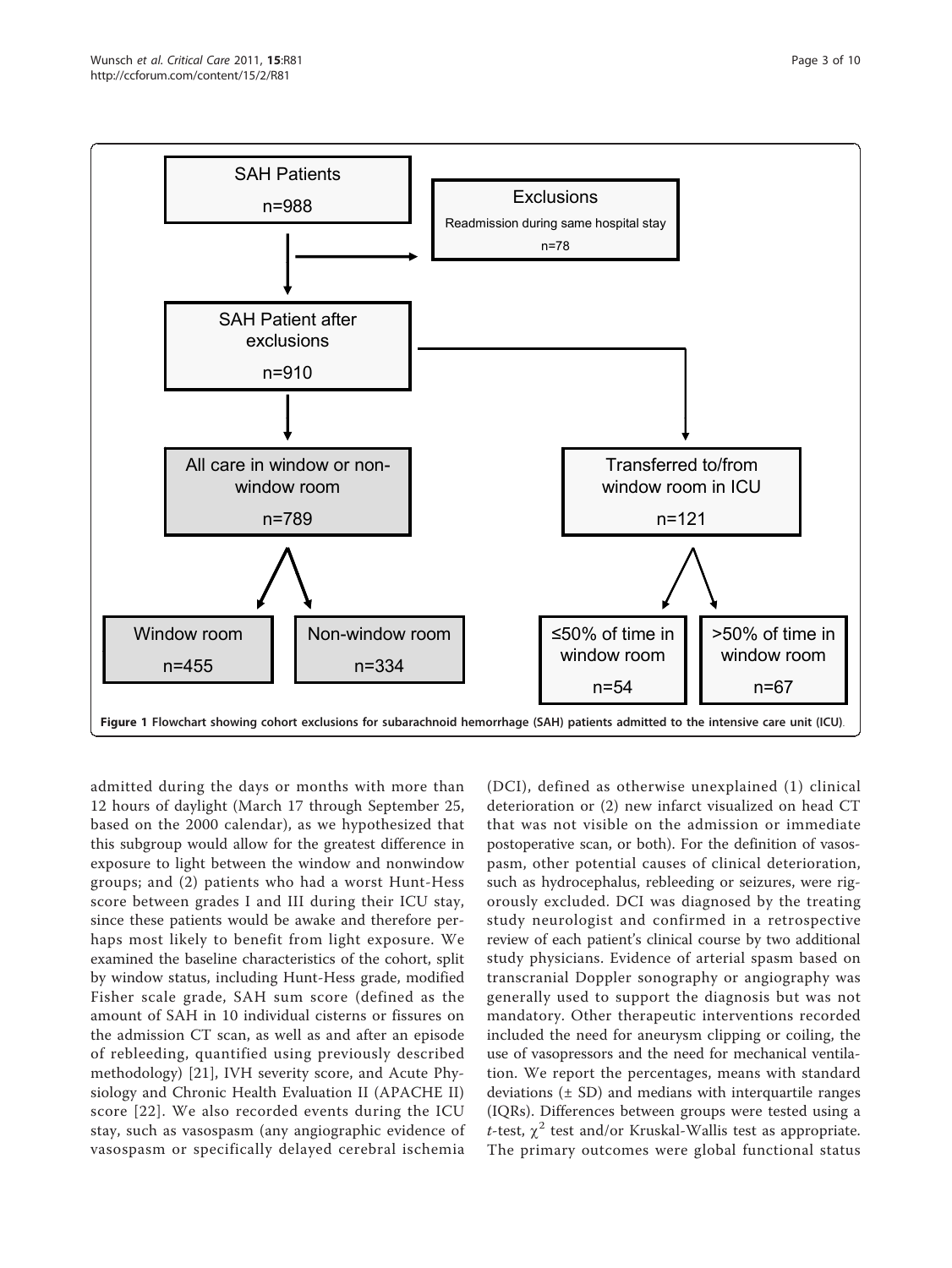SAH Patients n=988

Exclusions: Readmission during same hospital stay n=78

SAH Patient after exclusions n=910

All care in window or non-window room n=789

Transferred to/from window room in ICU n=121

Window room n=455

Non-window room n=334

≤50% of time in window room n=54

>50% of time in window room n=67

**Figure 1 Flowchart showing cohort exclusions for subarachnoid hemorrhage (SAH) patients admitted to the intensive care unit (ICU)**.

admitted during the days or months with more than 12 hours of daylight (March 17 through September 25, based on the 2000 calendar), as we hypothesized that this subgroup would allow for the greatest difference in exposure to light between the window and nonwindow groups; and (2) patients who had a worst Hunt-Hess score between grades I and III during their ICU stay, since these patients would be awake and therefore perhaps most likely to benefit from light exposure. We examined the baseline characteristics of the cohort, split by window status, including Hunt-Hess grade, modified Fisher scale grade, SAH sum score (defined as the amount of SAH in 10 individual cisterns or fissures on the admission CT scan, as well as and after an episode of rebleeding, quantified using previously described methodology) [21], IVH severity score, and Acute Physiology and Chronic Health Evaluation II (APACHE II) score [22]. We also recorded events during the ICU stay, such as vasospasm (any angiographic evidence of vasospasm or specifically delayed cerebral ischemia (DCI), defined as otherwise unexplained (1) clinical deterioration or (2) new infarct visualized on head CT that was not visible on the admission or immediate postoperative scan, or both). For the definition of vasospasm, other potential causes of clinical deterioration, such as hydrocephalus, rebleeding or seizures, were rigorously excluded. DCI was diagnosed by the treating study neurologist and confirmed in a retrospective review of each patient's clinical course by two additional study physicians. Evidence of arterial spasm based on transcranial Doppler sonography or angiography was generally used to support the diagnosis but was not mandatory. Other therapeutic interventions recorded included the need for aneurysm clipping or coiling, the use of vasopressors and the need for mechanical ventilation. We report the percentages, means with standard deviations (± SD) and medians with interquartile ranges (IQRs). Differences between groups were tested using a *t*-test, $\chi^2$ test and/or Kruskal-Wallis test as appropriate. The primary outcomes were global functional status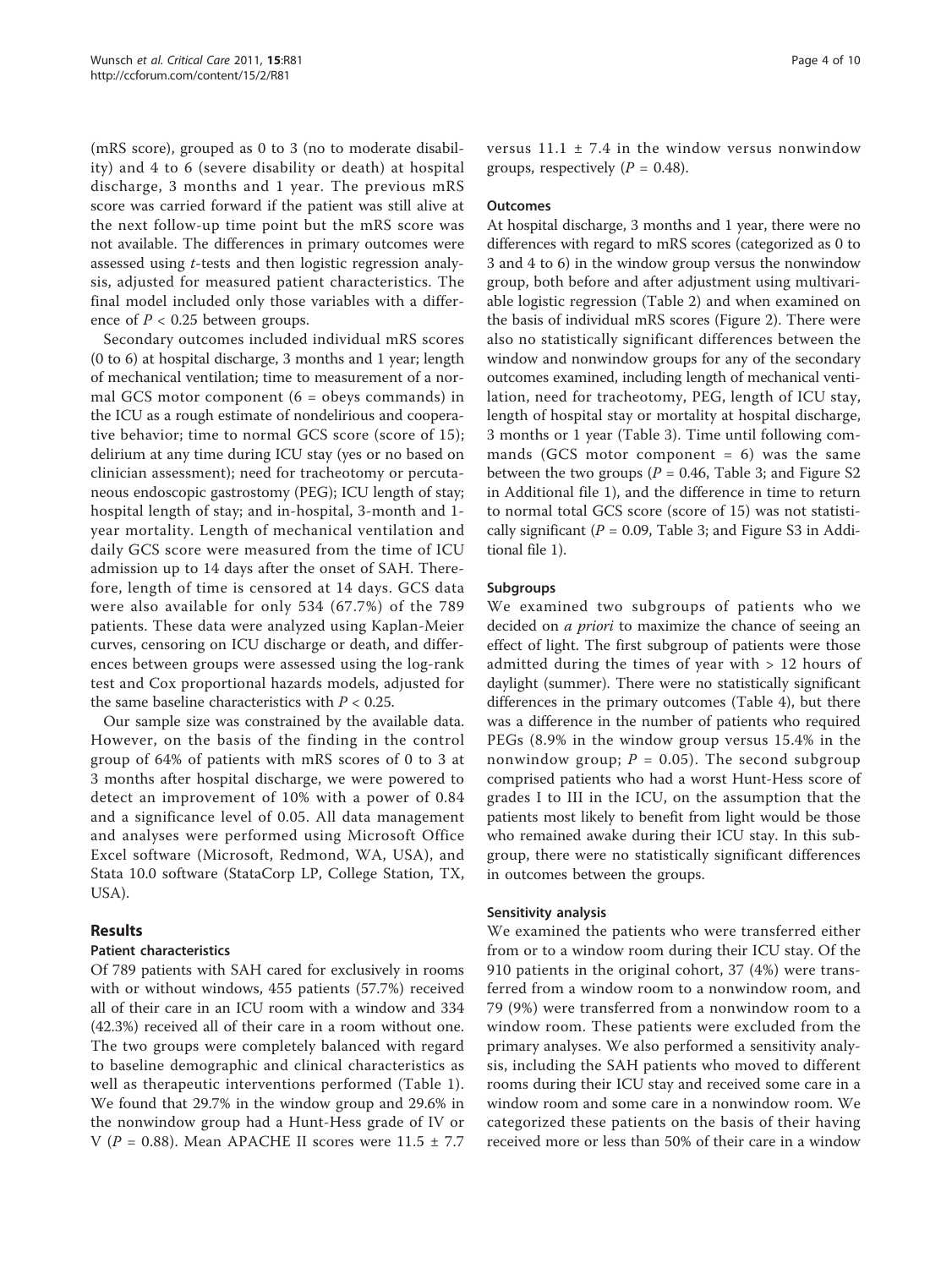(mRS score), grouped as 0 to 3 (no to moderate disability) and 4 to 6 (severe disability or death) at hospital discharge, 3 months and 1 year. The previous mRS score was carried forward if the patient was still alive at the next follow-up time point but the mRS score was not available. The differences in primary outcomes were assessed using *t*-tests and then logistic regression analysis, adjusted for measured patient characteristics. The final model included only those variables with a difference of $P < 0.25$ between groups.

Secondary outcomes included individual mRS scores (0 to 6) at hospital discharge, 3 months and 1 year; length of mechanical ventilation; time to measurement of a normal GCS motor component (6 = obeys commands) in the ICU as a rough estimate of nondelirious and cooperative behavior; time to normal GCS score (score of 15); delirium at any time during ICU stay (yes or no based on clinician assessment); need for tracheotomy or percutaneous endoscopic gastrostomy (PEG); ICU length of stay; hospital length of stay; and in-hospital, 3-month and 1-year mortality. Length of mechanical ventilation and daily GCS score were measured from the time of ICU admission up to 14 days after the onset of SAH. Therefore, length of time is censored at 14 days. GCS data were also available for only 534 (67.7%) of the 789 patients. These data were analyzed using Kaplan-Meier curves, censoring on ICU discharge or death, and differences between groups were assessed using the log-rank test and Cox proportional hazards models, adjusted for the same baseline characteristics with $P < 0.25$.

Our sample size was constrained by the available data. However, on the basis of the finding in the control group of 64% of patients with mRS scores of 0 to 3 at 3 months after hospital discharge, we were powered to detect an improvement of 10% with a power of 0.84 and a significance level of 0.05. All data management and analyses were performed using Microsoft Office Excel software (Microsoft, Redmond, WA, USA), and Stata 10.0 software (StataCorp LP, College Station, TX, USA).

## Results

### Patient characteristics

Of 789 patients with SAH cared for exclusively in rooms with or without windows, 455 patients (57.7%) received all of their care in an ICU room with a window and 334 (42.3%) received all of their care in a room without one. The two groups were completely balanced with regard to baseline demographic and clinical characteristics as well as therapeutic interventions performed (Table 1). We found that 29.7% in the window group and 29.6% in the nonwindow group had a Hunt-Hess grade of IV or V ($P = 0.88$). Mean APACHE II scores were $11.5 \pm 7.7$ versus $11.1 \pm 7.4$ in the window versus nonwindow groups, respectively ($P = 0.48$).

### Outcomes

At hospital discharge, 3 months and 1 year, there were no differences with regard to mRS scores (categorized as 0 to 3 and 4 to 6) in the window group versus the nonwindow group, both before and after adjustment using multivariable logistic regression (Table 2) and when examined on the basis of individual mRS scores (Figure 2). There were also no statistically significant differences between the window and nonwindow groups for any of the secondary outcomes examined, including length of mechanical ventilation, need for tracheotomy, PEG, length of ICU stay, length of hospital stay or mortality at hospital discharge, 3 months or 1 year (Table 3). Time until following commands (GCS motor component = 6) was the same between the two groups ($P = 0.46$, Table 3; and Figure S2 in Additional file 1), and the difference in time to return to normal total GCS score (score of 15) was not statistically significant ($P = 0.09$, Table 3; and Figure S3 in Additional file 1).

### Subgroups

We examined two subgroups of patients who we decided on *a priori* to maximize the chance of seeing an effect of light. The first subgroup of patients were those admitted during the times of year with > 12 hours of daylight (summer). There were no statistically significant differences in the primary outcomes (Table 4), but there was a difference in the number of patients who required PEGs (8.9% in the window group versus 15.4% in the nonwindow group; $P = 0.05$). The second subgroup comprised patients who had a worst Hunt-Hess score of grades I to III in the ICU, on the assumption that the patients most likely to benefit from light would be those who remained awake during their ICU stay. In this subgroup, there were no statistically significant differences in outcomes between the groups.

### Sensitivity analysis

We examined the patients who were transferred either from or to a window room during their ICU stay. Of the 910 patients in the original cohort, 37 (4%) were transferred from a window room to a nonwindow room, and 79 (9%) were transferred from a nonwindow room to a window room. These patients were excluded from the primary analyses. We also performed a sensitivity analysis, including the SAH patients who moved to different rooms during their ICU stay and received some care in a window room and some care in a nonwindow room. We categorized these patients on the basis of their having received more or less than 50% of their care in a window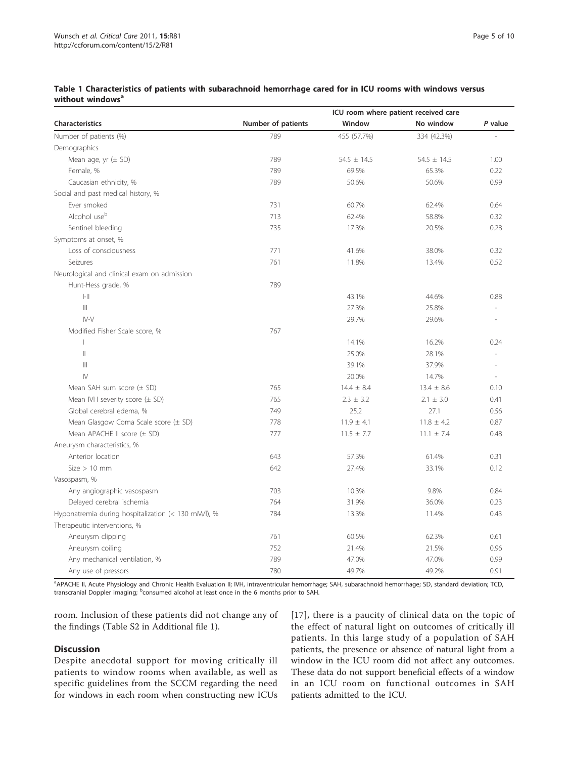**Table 1 Characteristics of patients with subarachnoid hemorrhage cared for in ICU rooms with windows versus without windows[a]**

| Characteristics | Number of patients | ICU room where patient received care | | |
|---|---|---|---|---|
| | | Window | No window | *P* value |
| Number of patients (%) | 789 | 455 (57.7%) | 334 (42.3%) | - |
| Demographics | | | | |
| Mean age, yr (± SD) | 789 | 54.5 ± 14.5 | 54.5 ± 14.5 | 1.00 |
| Female, % | 789 | 69.5% | 65.3% | 0.22 |
| Caucasian ethnicity, % | 789 | 50.6% | 50.6% | 0.99 |
| Social and past medical history, % | | | | |
| Ever smoked | 731 | 60.7% | 62.4% | 0.64 |
| Alcohol use[b] | 713 | 62.4% | 58.8% | 0.32 |
| Sentinel bleeding | 735 | 17.3% | 20.5% | 0.28 |
| Symptoms at onset, % | | | | |
| Loss of consciousness | 771 | 41.6% | 38.0% | 0.32 |
| Seizures | 761 | 11.8% | 13.4% | 0.52 |
| Neurological and clinical exam on admission | | | | |
| Hunt-Hess grade, % | 789 | | | |
| I-II | | 43.1% | 44.6% | 0.88 |
| III | | 27.3% | 25.8% | - |
| IV-V | | 29.7% | 29.6% | - |
| Modified Fisher Scale score, % | 767 | | | |
| I | | 14.1% | 16.2% | 0.24 |
| II | | 25.0% | 28.1% | - |
| III | | 39.1% | 37.9% | - |
| IV | | 20.0% | 14.7% | - |
| Mean SAH sum score (± SD) | 765 | 14.4 ± 8.4 | 13.4 ± 8.6 | 0.10 |
| Mean IVH severity score (± SD) | 765 | 2.3 ± 3.2 | 2.1 ± 3.0 | 0.41 |
| Global cerebral edema, % | 749 | 25.2 | 27.1 | 0.56 |
| Mean Glasgow Coma Scale score (± SD) | 778 | 11.9 ± 4.1 | 11.8 ± 4.2 | 0.87 |
| Mean APACHE II score (± SD) | 777 | 11.5 ± 7.7 | 11.1 ± 7.4 | 0.48 |
| Aneurysm characteristics, % | | | | |
| Anterior location | 643 | 57.3% | 61.4% | 0.31 |
| Size > 10 mm | 642 | 27.4% | 33.1% | 0.12 |
| Vasospasm, % | | | | |
| Any angiographic vasospasm | 703 | 10.3% | 9.8% | 0.84 |
| Delayed cerebral ischemia | 764 | 31.9% | 36.0% | 0.23 |
| Hyponatremia during hospitalization (< 130 mM/l), % | 784 | 13.3% | 11.4% | 0.43 |
| Therapeutic interventions, % | | | | |
| Aneurysm clipping | 761 | 60.5% | 62.3% | 0.61 |
| Aneurysm coiling | 752 | 21.4% | 21.5% | 0.96 |
| Any mechanical ventilation, % | 789 | 47.0% | 47.0% | 0.99 |
| Any use of pressors | 780 | 49.7% | 49.2% | 0.91 |

[a]APACHE II, Acute Physiology and Chronic Health Evaluation II; IVH, intraventricular hemorrhage; SAH, subarachnoid hemorrhage; SD, standard deviation; TCD, transcranial Doppler imaging; [b]consumed alcohol at least once in the 6 months prior to SAH.

room. Inclusion of these patients did not change any of the findings (Table S2 in Additional file 1).

## Discussion

Despite anecdotal support for moving critically ill patients to window rooms when available, as well as specific guidelines from the SCCM regarding the need for windows in each room when constructing new ICUs [17], there is a paucity of clinical data on the topic of the effect of natural light on outcomes of critically ill patients. In this large study of a population of SAH patients, the presence or absence of natural light from a window in the ICU room did not affect any outcomes. These data do not support beneficial effects of a window in an ICU room on functional outcomes in SAH patients admitted to the ICU.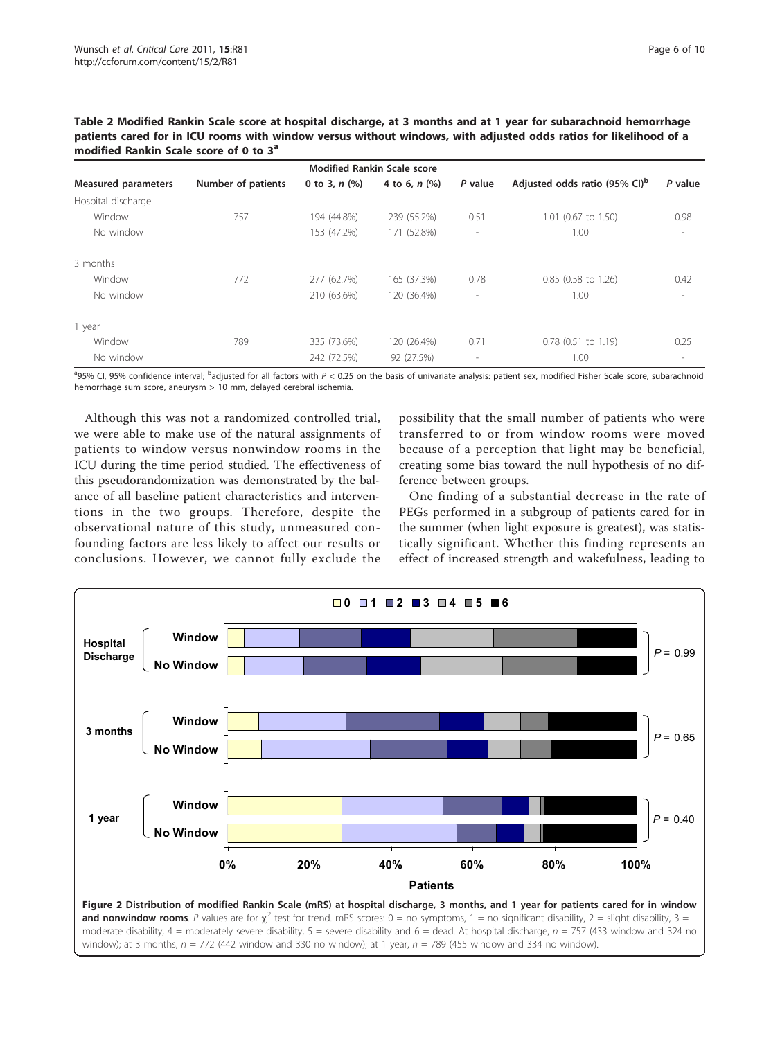**Table 2 Modified Rankin Scale score at hospital discharge, at 3 months and at 1 year for subarachnoid hemorrhage patients cared for in ICU rooms with window versus without windows, with adjusted odds ratios for likelihood of a modified Rankin Scale score of 0 to 3[a]**

| Measured parameters | Number of patients | Modified Rankin Scale score 0 to 3, *n* (%) | 4 to 6, *n* (%) | *P* value | Adjusted odds ratio (95% CI)[b] | *P* value |
|---|---|---|---|---|---|---|
| Hospital discharge | | | | | | |
| Window | 757 | 194 (44.8%) | 239 (55.2%) | 0.51 | 1.01 (0.67 to 1.50) | 0.98 |
| No window | | 153 (47.2%) | 171 (52.8%) | - | 1.00 | - |
| 3 months | | | | | | |
| Window | 772 | 277 (62.7%) | 165 (37.3%) | 0.78 | 0.85 (0.58 to 1.26) | 0.42 |
| No window | | 210 (63.6%) | 120 (36.4%) | - | 1.00 | - |
| 1 year | | | | | | |
| Window | 789 | 335 (73.6%) | 120 (26.4%) | 0.71 | 0.78 (0.51 to 1.19) | 0.25 |
| No window | | 242 (72.5%) | 92 (27.5%) | - | 1.00 | - |

[a]95% CI, 95% confidence interval; [b]adjusted for all factors with $P < 0.25$ on the basis of univariate analysis: patient sex, modified Fisher Scale score, subarachnoid hemorrhage sum score, aneurysm > 10 mm, delayed cerebral ischemia.

Although this was not a randomized controlled trial, we were able to make use of the natural assignments of patients to window versus nonwindow rooms in the ICU during the time period studied. The effectiveness of this pseudorandomization was demonstrated by the balance of all baseline patient characteristics and interventions in the two groups. Therefore, despite the observational nature of this study, unmeasured confounding factors are less likely to affect our results or conclusions. However, we cannot fully exclude the possibility that the small number of patients who were transferred to or from window rooms were moved because of a perception that light may be beneficial, creating some bias toward the null hypothesis of no difference between groups.

One finding of a substantial decrease in the rate of PEGs performed in a subgroup of patients cared for in the summer (when light exposure is greatest), was statistically significant. Whether this finding represents an effect of increased strength and wakefulness, leading to

**Figure 2 Distribution of modified Rankin Scale (mRS) at hospital discharge, 3 months, and 1 year for patients cared for in window and nonwindow rooms**. *P* values are for $\chi^2$ test for trend. mRS scores: 0 = no symptoms, 1 = no significant disability, 2 = slight disability, 3 = moderate disability, 4 = moderately severe disability, 5 = severe disability and 6 = dead. At hospital discharge, $n = 757$ (433 window and 324 no window); at 3 months, $n = 772$ (442 window and 330 no window); at 1 year, $n = 789$ (455 window and 334 no window).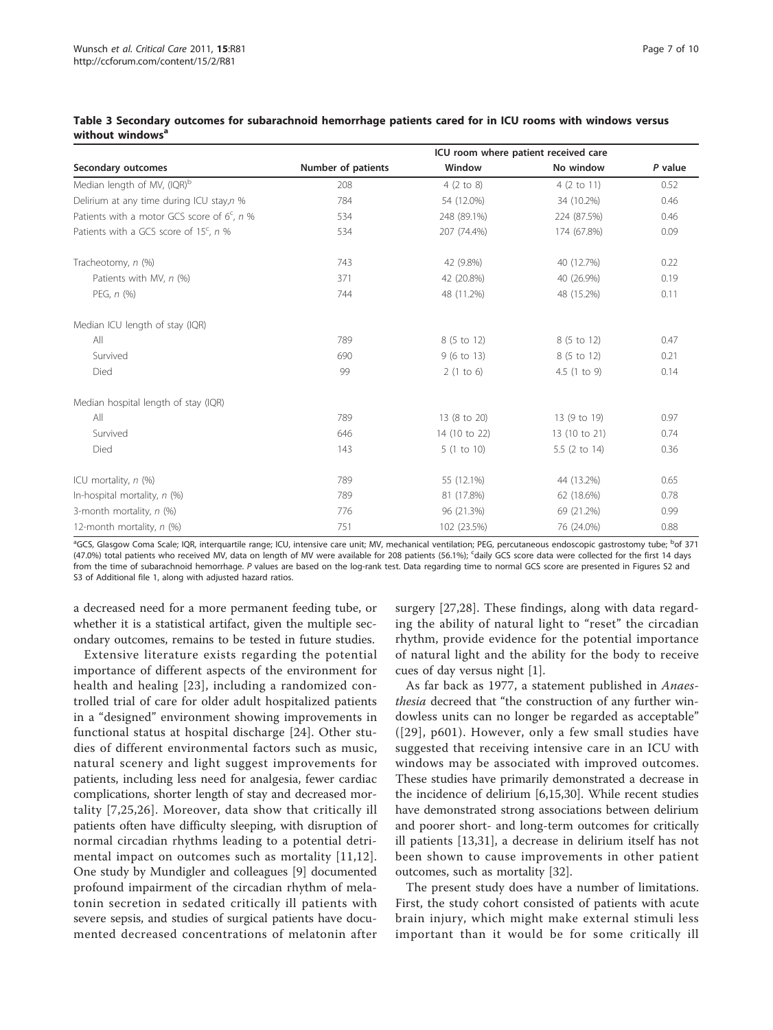**Table 3 Secondary outcomes for subarachnoid hemorrhage patients cared for in ICU rooms with windows versus without windows[a]**

| Secondary outcomes | Number of patients | ICU room where patient received care | | P value |
|---|---|---|---|---|
| | | Window | No window | |
| Median length of MV, (IQR)[b] | 208 | 4 (2 to 8) | 4 (2 to 11) | 0.52 |
| Delirium at any time during ICU stay,n % | 784 | 54 (12.0%) | 34 (10.2%) | 0.46 |
| Patients with a motor GCS score of 6[c], n % | 534 | 248 (89.1%) | 224 (87.5%) | 0.46 |
| Patients with a GCS score of 15[c], n % | 534 | 207 (74.4%) | 174 (67.8%) | 0.09 |
| Tracheotomy, n (%) | 743 | 42 (9.8%) | 40 (12.7%) | 0.22 |
| Patients with MV, n (%) | 371 | 42 (20.8%) | 40 (26.9%) | 0.19 |
| PEG, n (%) | 744 | 48 (11.2%) | 48 (15.2%) | 0.11 |
| Median ICU length of stay (IQR) | | | | |
| All | 789 | 8 (5 to 12) | 8 (5 to 12) | 0.47 |
| Survived | 690 | 9 (6 to 13) | 8 (5 to 12) | 0.21 |
| Died | 99 | 2 (1 to 6) | 4.5 (1 to 9) | 0.14 |
| Median hospital length of stay (IQR) | | | | |
| All | 789 | 13 (8 to 20) | 13 (9 to 19) | 0.97 |
| Survived | 646 | 14 (10 to 22) | 13 (10 to 21) | 0.74 |
| Died | 143 | 5 (1 to 10) | 5.5 (2 to 14) | 0.36 |
| ICU mortality, n (%) | 789 | 55 (12.1%) | 44 (13.2%) | 0.65 |
| In-hospital mortality, n (%) | 789 | 81 (17.8%) | 62 (18.6%) | 0.78 |
| 3-month mortality, n (%) | 776 | 96 (21.3%) | 69 (21.2%) | 0.99 |
| 12-month mortality, n (%) | 751 | 102 (23.5%) | 76 (24.0%) | 0.88 |

[a]GCS, Glasgow Coma Scale; IQR, interquartile range; ICU, intensive care unit; MV, mechanical ventilation; PEG, percutaneous endoscopic gastrostomy tube; [b]of 371 (47.0%) total patients who received MV, data on length of MV were available for 208 patients (56.1%); [c]daily GCS score data were collected for the first 14 days from the time of subarachnoid hemorrhage. P values are based on the log-rank test. Data regarding time to normal GCS score are presented in Figures S2 and S3 of Additional file 1, along with adjusted hazard ratios.

a decreased need for a more permanent feeding tube, or whether it is a statistical artifact, given the multiple secondary outcomes, remains to be tested in future studies.

Extensive literature exists regarding the potential importance of different aspects of the environment for health and healing [23], including a randomized controlled trial of care for older adult hospitalized patients in a "designed" environment showing improvements in functional status at hospital discharge [24]. Other studies of different environmental factors such as music, natural scenery and light suggest improvements for patients, including less need for analgesia, fewer cardiac complications, shorter length of stay and decreased mortality [7,25,26]. Moreover, data show that critically ill patients often have difficulty sleeping, with disruption of normal circadian rhythms leading to a potential detrimental impact on outcomes such as mortality [11,12]. One study by Mundigler and colleagues [9] documented profound impairment of the circadian rhythm of melatonin secretion in sedated critically ill patients with severe sepsis, and studies of surgical patients have documented decreased concentrations of melatonin after surgery [27,28]. These findings, along with data regarding the ability of natural light to "reset" the circadian rhythm, provide evidence for the potential importance of natural light and the ability for the body to receive cues of day versus night [1].

As far back as 1977, a statement published in *Anaesthesia* decreed that "the construction of any further windowless units can no longer be regarded as acceptable" ([29], p601). However, only a few small studies have suggested that receiving intensive care in an ICU with windows may be associated with improved outcomes. These studies have primarily demonstrated a decrease in the incidence of delirium [6,15,30]. While recent studies have demonstrated strong associations between delirium and poorer short- and long-term outcomes for critically ill patients [13,31], a decrease in delirium itself has not been shown to cause improvements in other patient outcomes, such as mortality [32].

The present study does have a number of limitations. First, the study cohort consisted of patients with acute brain injury, which might make external stimuli less important than it would be for some critically ill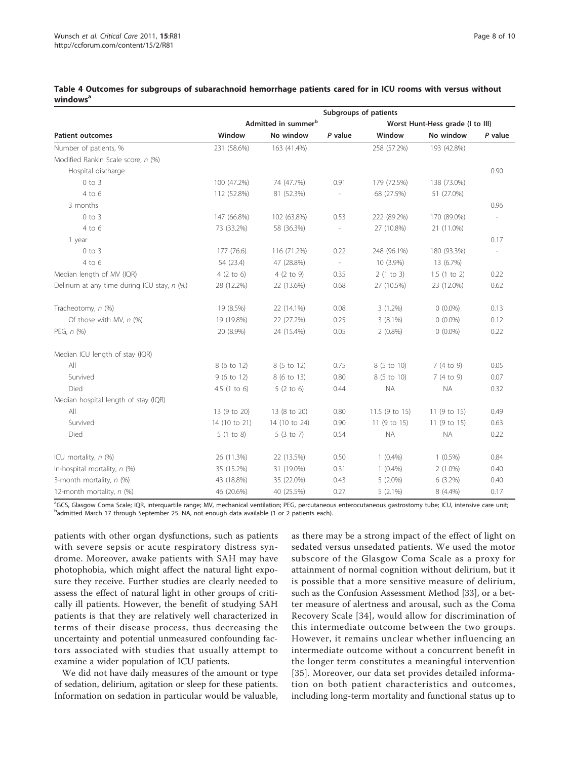**Table 4 Outcomes for subgroups of subarachnoid hemorrhage patients cared for in ICU rooms with versus without windows[a]**

| | Subgroups of patients | | | | | |
|---|---|---|---|---|---|---|
| | Admitted in summer[b] | | | Worst Hunt-Hess grade (I to III) | | |
| **Patient outcomes** | **Window** | **No window** | ***P* value** | **Window** | **No window** | ***P* value** |
| Number of patients, % | 231 (58.6%) | 163 (41.4%) | | 258 (57.2%) | 193 (42.8%) | |
| Modified Rankin Scale score, *n* (%) | | | | | | |
| Hospital discharge | | | | | | 0.90 |
| 0 to 3 | 100 (47.2%) | 74 (47.7%) | 0.91 | 179 (72.5%) | 138 (73.0%) | |
| 4 to 6 | 112 (52.8%) | 81 (52.3%) | - | 68 (27.5%) | 51 (27.0%) | |
| 3 months | | | | | | 0.96 |
| 0 to 3 | 147 (66.8%) | 102 (63.8%) | 0.53 | 222 (89.2%) | 170 (89.0%) | - |
| 4 to 6 | 73 (33.2%) | 58 (36.3%) | - | 27 (10.8%) | 21 (11.0%) | |
| 1 year | | | | | | 0.17 |
| 0 to 3 | 177 (76.6) | 116 (71.2%) | 0.22 | 248 (96.1%) | 180 (93.3%) | - |
| 4 to 6 | 54 (23.4) | 47 (28.8%) | - | 10 (3.9%) | 13 (6.7%) | |
| Median length of MV (IQR) | 4 (2 to 6) | 4 (2 to 9) | 0.35 | 2 (1 to 3) | 1.5 (1 to 2) | 0.22 |
| Delirium at any time during ICU stay, *n* (%) | 28 (12.2%) | 22 (13.6%) | 0.68 | 27 (10.5%) | 23 (12.0%) | 0.62 |
| Tracheotomy, *n* (%) | 19 (8.5%) | 22 (14.1%) | 0.08 | 3 (1.2%) | 0 (0.0%) | 0.13 |
| Of those with MV, *n* (%) | 19 (19.8%) | 22 (27.2%) | 0.25 | 3 (8.1%) | 0 (0.0%) | 0.12 |
| PEG, *n* (%) | 20 (8.9%) | 24 (15.4%) | 0.05 | 2 (0.8%) | 0 (0.0%) | 0.22 |
| Median ICU length of stay (IQR) | | | | | | |
| All | 8 (6 to 12) | 8 (5 to 12) | 0.75 | 8 (5 to 10) | 7 (4 to 9) | 0.05 |
| Survived | 9 (6 to 12) | 8 (6 to 13) | 0.80 | 8 (5 to 10) | 7 (4 to 9) | 0.07 |
| Died | 4.5 (1 to 6) | 5 (2 to 6) | 0.44 | NA | NA | 0.32 |
| Median hospital length of stay (IQR) | | | | | | |
| All | 13 (9 to 20) | 13 (8 to 20) | 0.80 | 11.5 (9 to 15) | 11 (9 to 15) | 0.49 |
| Survived | 14 (10 to 21) | 14 (10 to 24) | 0.90 | 11 (9 to 15) | 11 (9 to 15) | 0.63 |
| Died | 5 (1 to 8) | 5 (3 to 7) | 0.54 | NA | NA | 0.22 |
| ICU mortality, *n* (%) | 26 (11.3%) | 22 (13.5%) | 0.50 | 1 (0.4%) | 1 (0.5%) | 0.84 |
| In-hospital mortality, *n* (%) | 35 (15.2%) | 31 (19.0%) | 0.31 | 1 (0.4%) | 2 (1.0%) | 0.40 |
| 3-month mortality, *n* (%) | 43 (18.8%) | 35 (22.0%) | 0.43 | 5 (2.0%) | 6 (3.2%) | 0.40 |
| 12-month mortality, *n* (%) | 46 (20.6%) | 40 (25.5%) | 0.27 | 5 (2.1%) | 8 (4.4%) | 0.17 |

[a]GCS, Glasgow Coma Scale; IQR, interquartile range; MV, mechanical ventilation; PEG, percutaneous enterocutaneous gastrostomy tube; ICU, intensive care unit; [b]admitted March 17 through September 25. NA, not enough data available (1 or 2 patients each).

patients with other organ dysfunctions, such as patients with severe sepsis or acute respiratory distress syndrome. Moreover, awake patients with SAH may have photophobia, which might affect the natural light exposure they receive. Further studies are clearly needed to assess the effect of natural light in other groups of critically ill patients. However, the benefit of studying SAH patients is that they are relatively well characterized in terms of their disease process, thus decreasing the uncertainty and potential unmeasured confounding factors associated with studies that usually attempt to examine a wider population of ICU patients.

We did not have daily measures of the amount or type of sedation, delirium, agitation or sleep for these patients. Information on sedation in particular would be valuable, as there may be a strong impact of the effect of light on sedated versus unsedated patients. We used the motor subscore of the Glasgow Coma Scale as a proxy for attainment of normal cognition without delirium, but it is possible that a more sensitive measure of delirium, such as the Confusion Assessment Method [33], or a better measure of alertness and arousal, such as the Coma Recovery Scale [34], would allow for discrimination of this intermediate outcome between the two groups. However, it remains unclear whether influencing an intermediate outcome without a concurrent benefit in the longer term constitutes a meaningful intervention [35]. Moreover, our data set provides detailed information on both patient characteristics and outcomes, including long-term mortality and functional status up to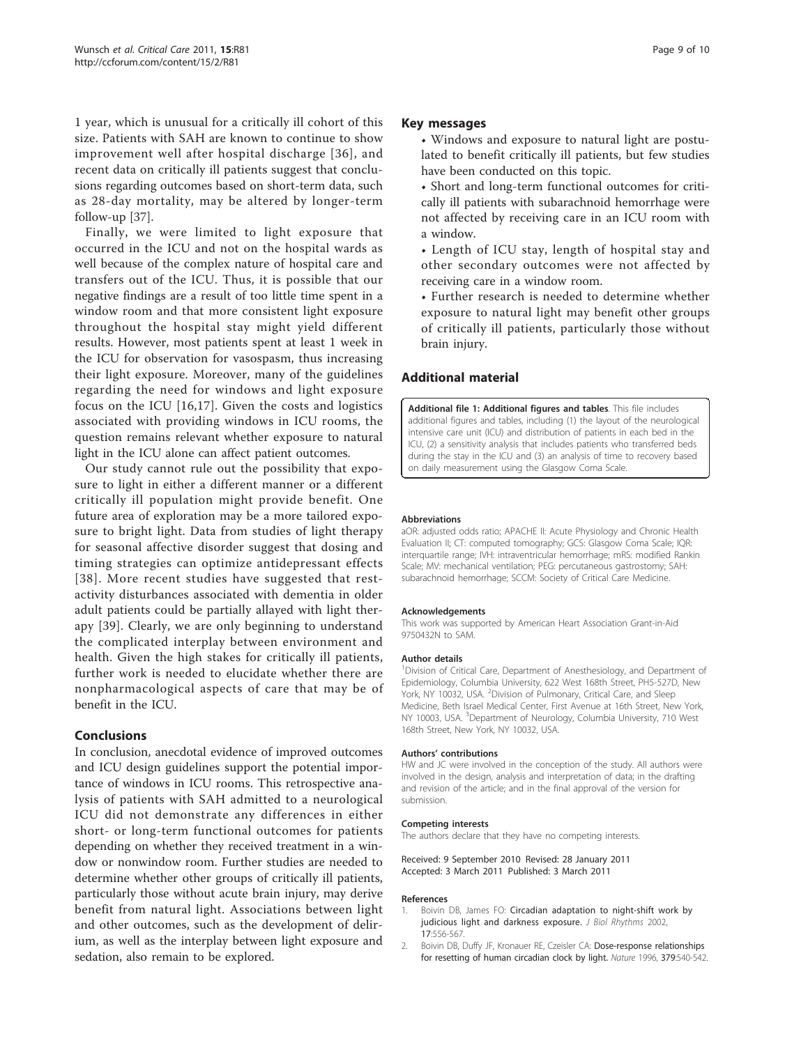1 year, which is unusual for a critically ill cohort of this size. Patients with SAH are known to continue to show improvement well after hospital discharge [36], and recent data on critically ill patients suggest that conclusions regarding outcomes based on short-term data, such as 28-day mortality, may be altered by longer-term follow-up [37].

Finally, we were limited to light exposure that occurred in the ICU and not on the hospital wards as well because of the complex nature of hospital care and transfers out of the ICU. Thus, it is possible that our negative findings are a result of too little time spent in a window room and that more consistent light exposure throughout the hospital stay might yield different results. However, most patients spent at least 1 week in the ICU for observation for vasospasm, thus increasing their light exposure. Moreover, many of the guidelines regarding the need for windows and light exposure focus on the ICU [16,17]. Given the costs and logistics associated with providing windows in ICU rooms, the question remains relevant whether exposure to natural light in the ICU alone can affect patient outcomes.

Our study cannot rule out the possibility that exposure to light in either a different manner or a different critically ill population might provide benefit. One future area of exploration may be a more tailored exposure to bright light. Data from studies of light therapy for seasonal affective disorder suggest that dosing and timing strategies can optimize antidepressant effects [38]. More recent studies have suggested that rest-activity disturbances associated with dementia in older adult patients could be partially allayed with light therapy [39]. Clearly, we are only beginning to understand the complicated interplay between environment and health. Given the high stakes for critically ill patients, further work is needed to elucidate whether there are nonpharmacological aspects of care that may be of benefit in the ICU.

## Conclusions

In conclusion, anecdotal evidence of improved outcomes and ICU design guidelines support the potential importance of windows in ICU rooms. This retrospective analysis of patients with SAH admitted to a neurological ICU did not demonstrate any differences in either short- or long-term functional outcomes for patients depending on whether they received treatment in a window or nonwindow room. Further studies are needed to determine whether other groups of critically ill patients, particularly those without acute brain injury, may derive benefit from natural light. Associations between light and other outcomes, such as the development of delirium, as well as the interplay between light exposure and sedation, also remain to be explored.

## Key messages

- Windows and exposure to natural light are postulated to benefit critically ill patients, but few studies have been conducted on this topic.
- Short and long-term functional outcomes for critically ill patients with subarachnoid hemorrhage were not affected by receiving care in an ICU room with a window.
- Length of ICU stay, length of hospital stay and other secondary outcomes were not affected by receiving care in a window room.
- Further research is needed to determine whether exposure to natural light may benefit other groups of critically ill patients, particularly those without brain injury.

## Additional material

**Additional file 1: Additional figures and tables**. This file includes additional figures and tables, including (1) the layout of the neurological intensive care unit (ICU) and distribution of patients in each bed in the ICU, (2) a sensitivity analysis that includes patients who transferred beds during the stay in the ICU and (3) an analysis of time to recovery based on daily measurement using the Glasgow Coma Scale.

#### Abbreviations

aOR: adjusted odds ratio; APACHE II: Acute Physiology and Chronic Health Evaluation II; CT: computed tomography; GCS: Glasgow Coma Scale; IQR: interquartile range; IVH: intraventricular hemorrhage; mRS: modified Rankin Scale; MV: mechanical ventilation; PEG: percutaneous gastrostomy; SAH: subarachnoid hemorrhage; SCCM: Society of Critical Care Medicine.

#### Acknowledgements

This work was supported by American Heart Association Grant-in-Aid 9750432N to SAM.

#### Author details

[1]Division of Critical Care, Department of Anesthesiology, and Department of Epidemiology, Columbia University, 622 West 168th Street, PH5-527D, New York, NY 10032, USA. [2]Division of Pulmonary, Critical Care, and Sleep Medicine, Beth Israel Medical Center, First Avenue at 16th Street, New York, NY 10003, USA. [3]Department of Neurology, Columbia University, 710 West 168th Street, New York, NY 10032, USA.

#### Authors' contributions

HW and JC were involved in the conception of the study. All authors were involved in the design, analysis and interpretation of data; in the drafting and revision of the article; and in the final approval of the version for submission.

#### Competing interests

The authors declare that they have no competing interests.

Received: 9 September 2010 Revised: 28 January 2011
Accepted: 3 March 2011 Published: 3 March 2011

#### References

1. Boivin DB, James FO: **Circadian adaptation to night-shift work by judicious light and darkness exposure.** *J Biol Rhythms* 2002, **17**:556-567.
2. Boivin DB, Duffy JF, Kronauer RE, Czeisler CA: **Dose-response relationships for resetting of human circadian clock by light.** *Nature* 1996, **379**:540-542.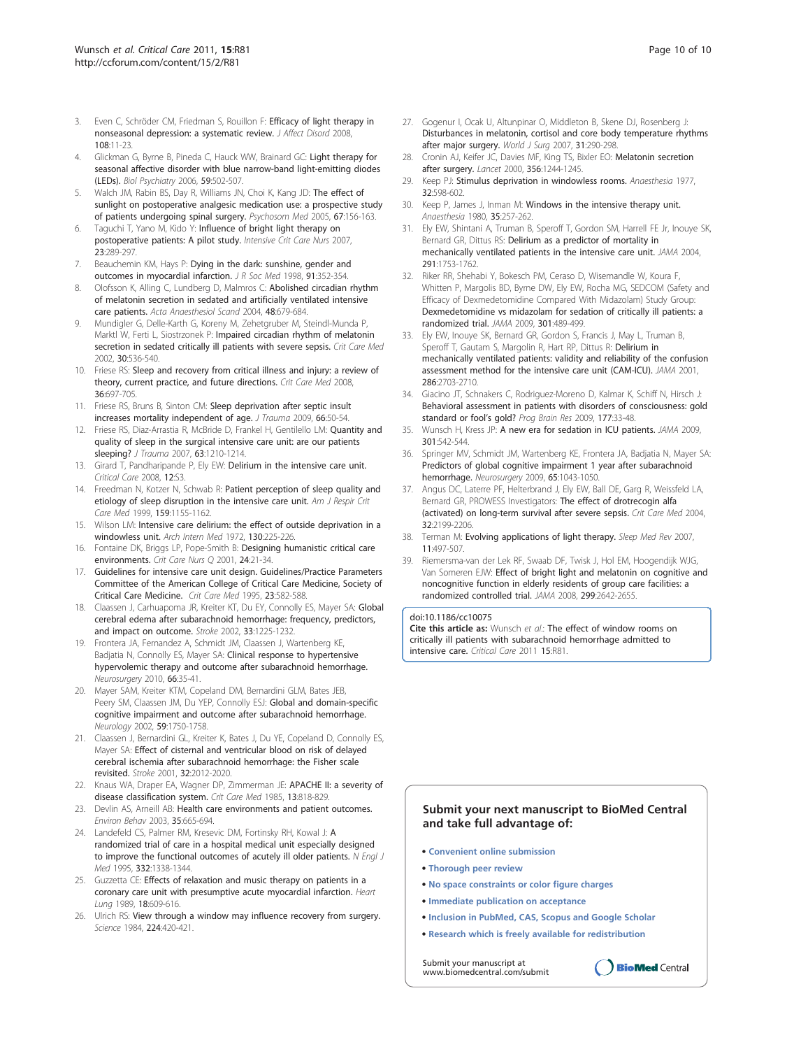3. Even C, Schröder CM, Friedman S, Rouillon F: **Efficacy of light therapy in nonseasonal depression: a systematic review.** *J Affect Disord* 2008, **108**:11-23.
4. Glickman G, Byrne B, Pineda C, Hauck WW, Brainard GC: **Light therapy for seasonal affective disorder with blue narrow-band light-emitting diodes (LEDs).** *Biol Psychiatry* 2006, **59**:502-507.
5. Walch JM, Rabin BS, Day R, Williams JN, Choi K, Kang JD: **The effect of sunlight on postoperative analgesic medication use: a prospective study of patients undergoing spinal surgery.** *Psychosom Med* 2005, **67**:156-163.
6. Taguchi T, Yano M, Kido Y: **Influence of bright light therapy on postoperative patients: A pilot study.** *Intensive Crit Care Nurs* 2007, **23**:289-297.
7. Beauchemin KM, Hays P: **Dying in the dark: sunshine, gender and outcomes in myocardial infarction.** *J R Soc Med* 1998, **91**:352-354.
8. Olofsson K, Alling C, Lundberg D, Malmros C: **Abolished circadian rhythm of melatonin secretion in sedated and artificially ventilated intensive care patients.** *Acta Anaesthesiol Scand* 2004, **48**:679-684.
9. Mundigler G, Delle-Karth G, Koreny M, Zehetgruber M, Steindl-Munda P, Marktl W, Ferti L, Siostrzonek P: **Impaired circadian rhythm of melatonin secretion in sedated critically ill patients with severe sepsis.** *Crit Care Med* 2002, **30**:536-540.
10. Friese RS: **Sleep and recovery from critical illness and injury: a review of theory, current practice, and future directions.** *Crit Care Med* 2008, **36**:697-705.
11. Friese RS, Bruns B, Sinton CM: **Sleep deprivation after septic insult increases mortality independent of age.** *J Trauma* 2009, **66**:50-54.
12. Friese RS, Diaz-Arrastia R, McBride D, Frankel H, Gentilello LM: **Quantity and quality of sleep in the surgical intensive care unit: are our patients sleeping?** *J Trauma* 2007, **63**:1210-1214.
13. Girard T, Pandharipande P, Ely EW: **Delirium in the intensive care unit.** *Critical Care* 2008, **12**:S3.
14. Freedman N, Kotzer N, Schwab R: **Patient perception of sleep quality and etiology of sleep disruption in the intensive care unit.** *Am J Respir Crit Care Med* 1999, **159**:1155-1162.
15. Wilson LM: **Intensive care delirium: the effect of outside deprivation in a windowless unit.** *Arch Intern Med* 1972, **130**:225-226.
16. Fontaine DK, Briggs LP, Pope-Smith B: **Designing humanistic critical care environments.** *Crit Care Nurs Q* 2001, **24**:21-34.
17. **Guidelines for intensive care unit design. Guidelines/Practice Parameters Committee of the American College of Critical Care Medicine, Society of Critical Care Medicine.** *Crit Care Med* 1995, **23**:582-588.
18. Claassen J, Carhuapoma JR, Kreiter KT, Du EY, Connolly ES, Mayer SA: **Global cerebral edema after subarachnoid hemorrhage: frequency, predictors, and impact on outcome.** *Stroke* 2002, **33**:1225-1232.
19. Frontera JA, Fernandez A, Schmidt JM, Claassen J, Wartenberg KE, Badjatia N, Connolly ES, Mayer SA: **Clinical response to hypertensive hypervolemic therapy and outcome after subarachnoid hemorrhage.** *Neurosurgery* 2010, **66**:35-41.
20. Mayer SAM, Kreiter KTM, Copeland DM, Bernardini GLM, Bates JEB, Peery SM, Claassen JM, Du YEP, Connolly ESJ: **Global and domain-specific cognitive impairment and outcome after subarachnoid hemorrhage.** *Neurology* 2002, **59**:1750-1758.
21. Claassen J, Bernardini GL, Kreiter K, Bates J, Du YE, Copeland D, Connolly ES, Mayer SA: **Effect of cisternal and ventricular blood on risk of delayed cerebral ischemia after subarachnoid hemorrhage: the Fisher scale revisited.** *Stroke* 2001, **32**:2012-2020.
22. Knaus WA, Draper EA, Wagner DP, Zimmerman JE: **APACHE II: a severity of disease classification system.** *Crit Care Med* 1985, **13**:818-829.
23. Devlin AS, Arneill AB: **Health care environments and patient outcomes.** *Environ Behav* 2003, **35**:665-694.
24. Landefeld CS, Palmer RM, Kresevic DM, Fortinsky RH, Kowal J: **A randomized trial of care in a hospital medical unit especially designed to improve the functional outcomes of acutely ill older patients.** *N Engl J Med* 1995, **332**:1338-1344.
25. Guzzetta CE: **Effects of relaxation and music therapy on patients in a coronary care unit with presumptive acute myocardial infarction.** *Heart Lung* 1989, **18**:609-616.
26. Ulrich RS: **View through a window may influence recovery from surgery.** *Science* 1984, **224**:420-421.
27. Gogenur I, Ocak U, Altunpinar O, Middleton B, Skene DJ, Rosenberg J: **Disturbances in melatonin, cortisol and core body temperature rhythms after major surgery.** *World J Surg* 2007, **31**:290-298.
28. Cronin AJ, Keifer JC, Davies MF, King TS, Bixler EO: **Melatonin secretion after surgery.** *Lancet* 2000, **356**:1244-1245.
29. Keep PJ: **Stimulus deprivation in windowless rooms.** *Anaesthesia* 1977, **32**:598-602.
30. Keep P, James J, Inman M: **Windows in the intensive therapy unit.** *Anaesthesia* 1980, **35**:257-262.
31. Ely EW, Shintani A, Truman B, Speroff T, Gordon SM, Harrell FE Jr, Inouye SK, Bernard GR, Dittus RS: **Delirium as a predictor of mortality in mechanically ventilated patients in the intensive care unit.** *JAMA* 2004, **291**:1753-1762.
32. Riker RR, Shehabi Y, Bokesch PM, Ceraso D, Wisemandle W, Koura F, Whitten P, Margolis BD, Byrne DW, Ely EW, Rocha MG, SEDCOM (Safety and Efficacy of Dexmedetomidine Compared With Midazolam) Study Group: **Dexmedetomidine vs midazolam for sedation of critically ill patients: a randomized trial.** *JAMA* 2009, **301**:489-499.
33. Ely EW, Inouye SK, Bernard GR, Gordon S, Francis J, May L, Truman B, Speroff T, Gautam S, Margolin R, Hart RP, Dittus R: **Delirium in mechanically ventilated patients: validity and reliability of the confusion assessment method for the intensive care unit (CAM-ICU).** *JAMA* 2001, **286**:2703-2710.
34. Giacino JT, Schnakers C, Rodriguez-Moreno D, Kalmar K, Schiff N, Hirsch J: **Behavioral assessment in patients with disorders of consciousness: gold standard or fool's gold?** *Prog Brain Res* 2009, **177**:33-48.
35. Wunsch H, Kress JP: **A new era for sedation in ICU patients.** *JAMA* 2009, **301**:542-544.
36. Springer MV, Schmidt JM, Wartenberg KE, Frontera JA, Badjatia N, Mayer SA: **Predictors of global cognitive impairment 1 year after subarachnoid hemorrhage.** *Neurosurgery* 2009, **65**:1043-1050.
37. Angus DC, Laterre PF, Helterbrand J, Ely EW, Ball DE, Garg R, Weissfeld LA, Bernard GR, PROWESS Investigators: **The effect of drotrecogin alfa (activated) on long-term survival after severe sepsis.** *Crit Care Med* 2004, **32**:2199-2206.
38. Terman M: **Evolving applications of light therapy.** *Sleep Med Rev* 2007, **11**:497-507.
39. Riemersma-van der Lek RF, Swaab DF, Twisk J, Hol EM, Hoogendijk WJG, Van Someren EJW: **Effect of bright light and melatonin on cognitive and noncognitive function in elderly residents of group care facilities: a randomized controlled trial.** *JAMA* 2008, **299**:2642-2655.

doi:10.1186/cc10075

**Cite this article as:** Wunsch *et al.*: The effect of window rooms on critically ill patients with subarachnoid hemorrhage admitted to intensive care. *Critical Care* 2011 **15**:R81.